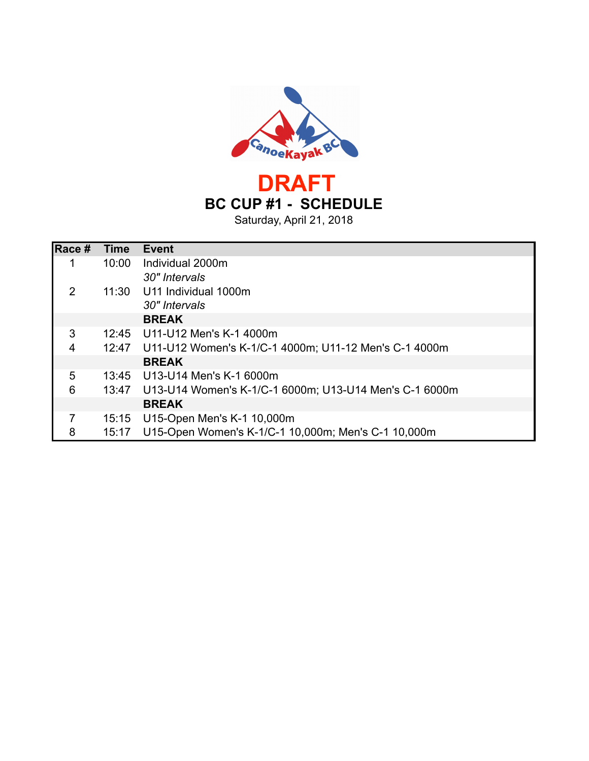# DRAFT

## BC CUP #1 - SCHEDULE

Saturday, April 21, 2018

| Race # | Time | Event |
|---|---|---|
| 1 | 10:00 | Individual 2000m |
| | | *30" Intervals* |
| 2 | 11:30 | U11 Individual 1000m |
| | | *30" Intervals* |
| | | **BREAK** |
| 3 | 12:45 | U11-U12 Men's K-1 4000m |
| 4 | 12:47 | U11-U12 Women's K-1/C-1 4000m; U11-12 Men's C-1 4000m |
| | | **BREAK** |
| 5 | 13:45 | U13-U14 Men's K-1 6000m |
| 6 | 13:47 | U13-U14 Women's K-1/C-1 6000m; U13-U14 Men's C-1 6000m |
| | | **BREAK** |
| 7 | 15:15 | U15-Open Men's K-1 10,000m |
| 8 | 15:17 | U15-Open Women's K-1/C-1 10,000m; Men's C-1 10,000m |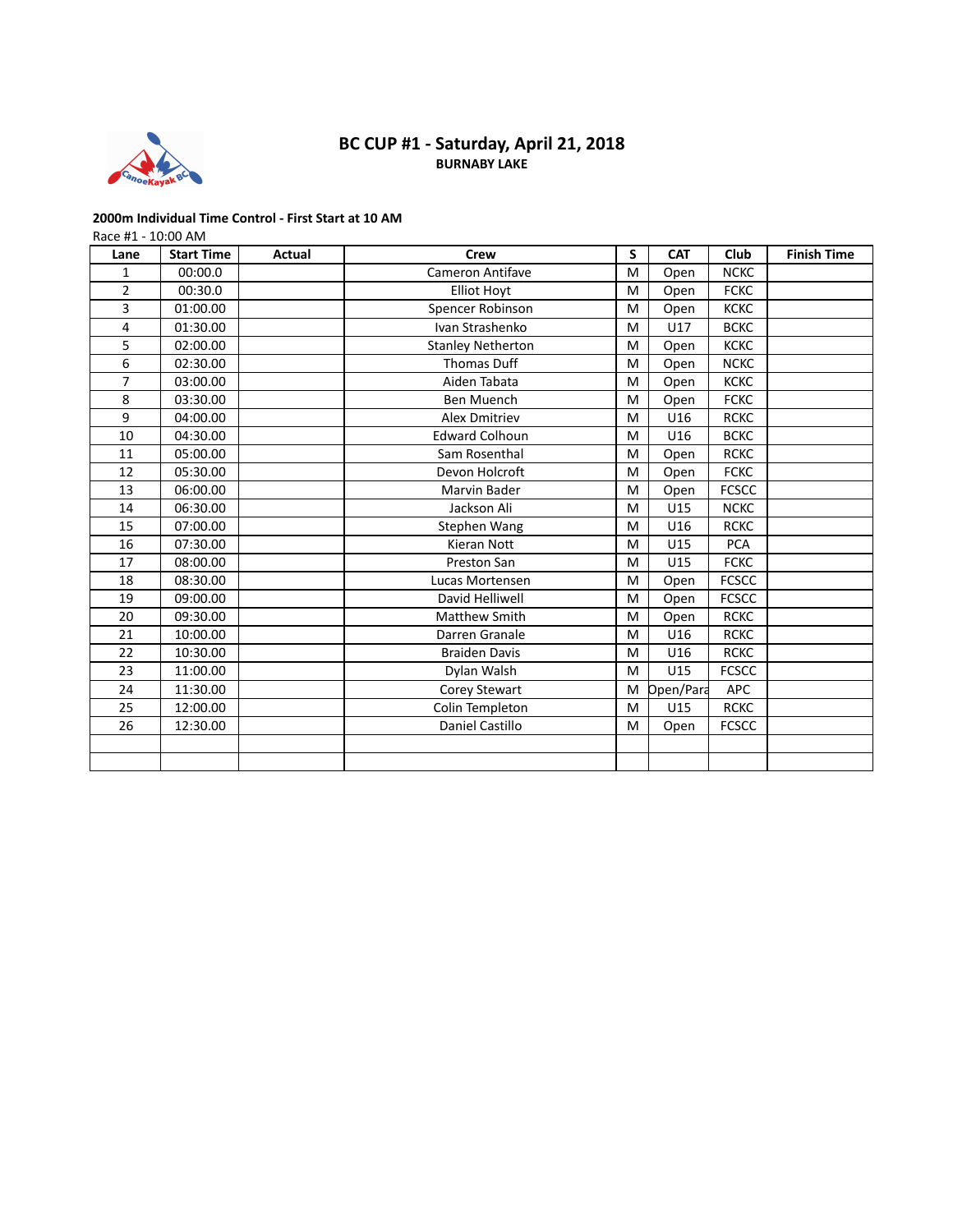# BC CUP #1 - Saturday, April 21, 2018

**BURNABY LAKE**

**2000m Individual Time Control - First Start at 10 AM**

Race #1 - 10:00 AM

| Lane | Start Time | Actual | Crew | S | CAT | Club | Finish Time |
|---|---|---|---|---|---|---|---|
| 1 | 00:00.0 | | Cameron Antifave | M | Open | NCKC | |
| 2 | 00:30.0 | | Elliot Hoyt | M | Open | FCKC | |
| 3 | 01:00.00 | | Spencer Robinson | M | Open | KCKC | |
| 4 | 01:30.00 | | Ivan Strashenko | M | U17 | BCKC | |
| 5 | 02:00.00 | | Stanley Netherton | M | Open | KCKC | |
| 6 | 02:30.00 | | Thomas Duff | M | Open | NCKC | |
| 7 | 03:00.00 | | Aiden Tabata | M | Open | KCKC | |
| 8 | 03:30.00 | | Ben Muench | M | Open | FCKC | |
| 9 | 04:00.00 | | Alex Dmitriev | M | U16 | RCKC | |
| 10 | 04:30.00 | | Edward Colhoun | M | U16 | BCKC | |
| 11 | 05:00.00 | | Sam Rosenthal | M | Open | RCKC | |
| 12 | 05:30.00 | | Devon Holcroft | M | Open | FCKC | |
| 13 | 06:00.00 | | Marvin Bader | M | Open | FCSCC | |
| 14 | 06:30.00 | | Jackson Ali | M | U15 | NCKC | |
| 15 | 07:00.00 | | Stephen Wang | M | U16 | RCKC | |
| 16 | 07:30.00 | | Kieran Nott | M | U15 | PCA | |
| 17 | 08:00.00 | | Preston San | M | U15 | FCKC | |
| 18 | 08:30.00 | | Lucas Mortensen | M | Open | FCSCC | |
| 19 | 09:00.00 | | David Helliwell | M | Open | FCSCC | |
| 20 | 09:30.00 | | Matthew Smith | M | Open | RCKC | |
| 21 | 10:00.00 | | Darren Granale | M | U16 | RCKC | |
| 22 | 10:30.00 | | Braiden Davis | M | U16 | RCKC | |
| 23 | 11:00.00 | | Dylan Walsh | M | U15 | FCSCC | |
| 24 | 11:30.00 | | Corey Stewart | M | Open/Para | APC | |
| 25 | 12:00.00 | | Colin Templeton | M | U15 | RCKC | |
| 26 | 12:30.00 | | Daniel Castillo | M | Open | FCSCC | |
| | | | | | | | |
| | | | | | | | |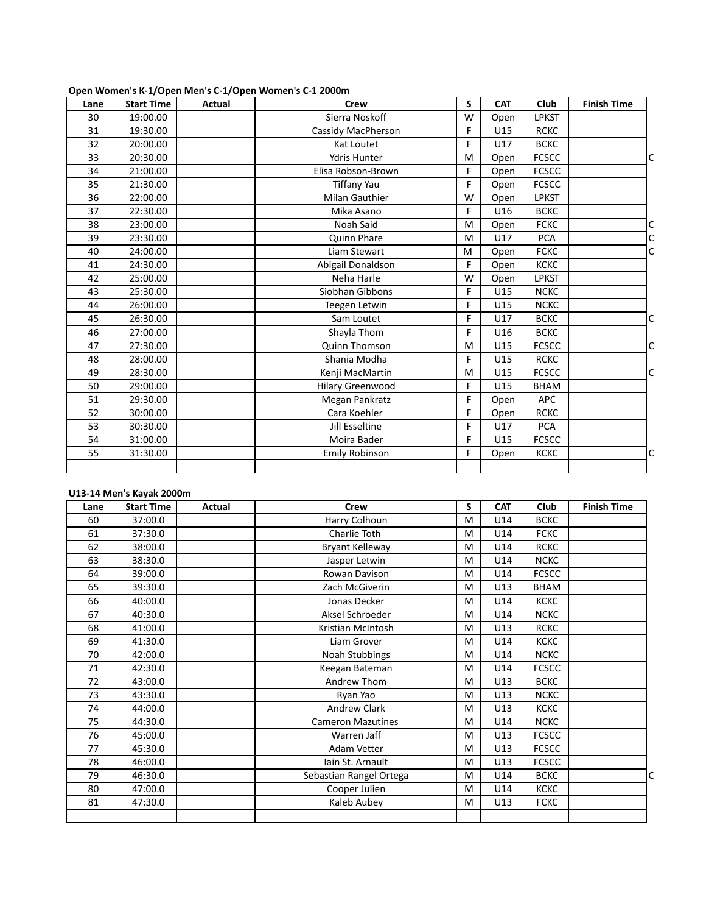**Open Women's K-1/Open Men's C-1/Open Women's C-1 2000m**

| Lane | Start Time | Actual | Crew | S | CAT | Club | Finish Time | |
|---|---|---|---|---|---|---|---|---|
| 30 | 19:00.00 | | Sierra Noskoff | W | Open | LPKST | | |
| 31 | 19:30.00 | | Cassidy MacPherson | F | U15 | RCKC | | |
| 32 | 20:00.00 | | Kat Loutet | F | U17 | BCKC | | |
| 33 | 20:30.00 | | Ydris Hunter | M | Open | FCSCC | | C |
| 34 | 21:00.00 | | Elisa Robson-Brown | F | Open | FCSCC | | |
| 35 | 21:30.00 | | Tiffany Yau | F | Open | FCSCC | | |
| 36 | 22:00.00 | | Milan Gauthier | W | Open | LPKST | | |
| 37 | 22:30.00 | | Mika Asano | F | U16 | BCKC | | |
| 38 | 23:00.00 | | Noah Said | M | Open | FCKC | | C |
| 39 | 23:30.00 | | Quinn Phare | M | U17 | PCA | | C |
| 40 | 24:00.00 | | Liam Stewart | M | Open | FCKC | | C |
| 41 | 24:30.00 | | Abigail Donaldson | F | Open | KCKC | | |
| 42 | 25:00.00 | | Neha Harle | W | Open | LPKST | | |
| 43 | 25:30.00 | | Siobhan Gibbons | F | U15 | NCKC | | |
| 44 | 26:00.00 | | Teegen Letwin | F | U15 | NCKC | | |
| 45 | 26:30.00 | | Sam Loutet | F | U17 | BCKC | | C |
| 46 | 27:00.00 | | Shayla Thom | F | U16 | BCKC | | |
| 47 | 27:30.00 | | Quinn Thomson | M | U15 | FCSCC | | C |
| 48 | 28:00.00 | | Shania Modha | F | U15 | RCKC | | |
| 49 | 28:30.00 | | Kenji MacMartin | M | U15 | FCSCC | | C |
| 50 | 29:00.00 | | Hilary Greenwood | F | U15 | BHAM | | |
| 51 | 29:30.00 | | Megan Pankratz | F | Open | APC | | |
| 52 | 30:00.00 | | Cara Koehler | F | Open | RCKC | | |
| 53 | 30:30.00 | | Jill Esseltine | F | U17 | PCA | | |
| 54 | 31:00.00 | | Moira Bader | F | U15 | FCSCC | | |
| 55 | 31:30.00 | | Emily Robinson | F | Open | KCKC | | C |
| | | | | | | | | |

**U13-14 Men's Kayak 2000m**

| Lane | Start Time | Actual | Crew | S | CAT | Club | Finish Time | |
|---|---|---|---|---|---|---|---|---|
| 60 | 37:00.0 | | Harry Colhoun | M | U14 | BCKC | | |
| 61 | 37:30.0 | | Charlie Toth | M | U14 | FCKC | | |
| 62 | 38:00.0 | | Bryant Kelleway | M | U14 | RCKC | | |
| 63 | 38:30.0 | | Jasper Letwin | M | U14 | NCKC | | |
| 64 | 39:00.0 | | Rowan Davison | M | U14 | FCSCC | | |
| 65 | 39:30.0 | | Zach McGiverin | M | U13 | BHAM | | |
| 66 | 40:00.0 | | Jonas Decker | M | U14 | KCKC | | |
| 67 | 40:30.0 | | Aksel Schroeder | M | U14 | NCKC | | |
| 68 | 41:00.0 | | Kristian McIntosh | M | U13 | RCKC | | |
| 69 | 41:30.0 | | Liam Grover | M | U14 | KCKC | | |
| 70 | 42:00.0 | | Noah Stubbings | M | U14 | NCKC | | |
| 71 | 42:30.0 | | Keegan Bateman | M | U14 | FCSCC | | |
| 72 | 43:00.0 | | Andrew Thom | M | U13 | BCKC | | |
| 73 | 43:30.0 | | Ryan Yao | M | U13 | NCKC | | |
| 74 | 44:00.0 | | Andrew Clark | M | U13 | KCKC | | |
| 75 | 44:30.0 | | Cameron Mazutines | M | U14 | NCKC | | |
| 76 | 45:00.0 | | Warren Jaff | M | U13 | FCSCC | | |
| 77 | 45:30.0 | | Adam Vetter | M | U13 | FCSCC | | |
| 78 | 46:00.0 | | Iain St. Arnault | M | U13 | FCSCC | | |
| 79 | 46:30.0 | | Sebastian Rangel Ortega | M | U14 | BCKC | | C |
| 80 | 47:00.0 | | Cooper Julien | M | U14 | KCKC | | |
| 81 | 47:30.0 | | Kaleb Aubey | M | U13 | FCKC | | |
| | | | | | | | | |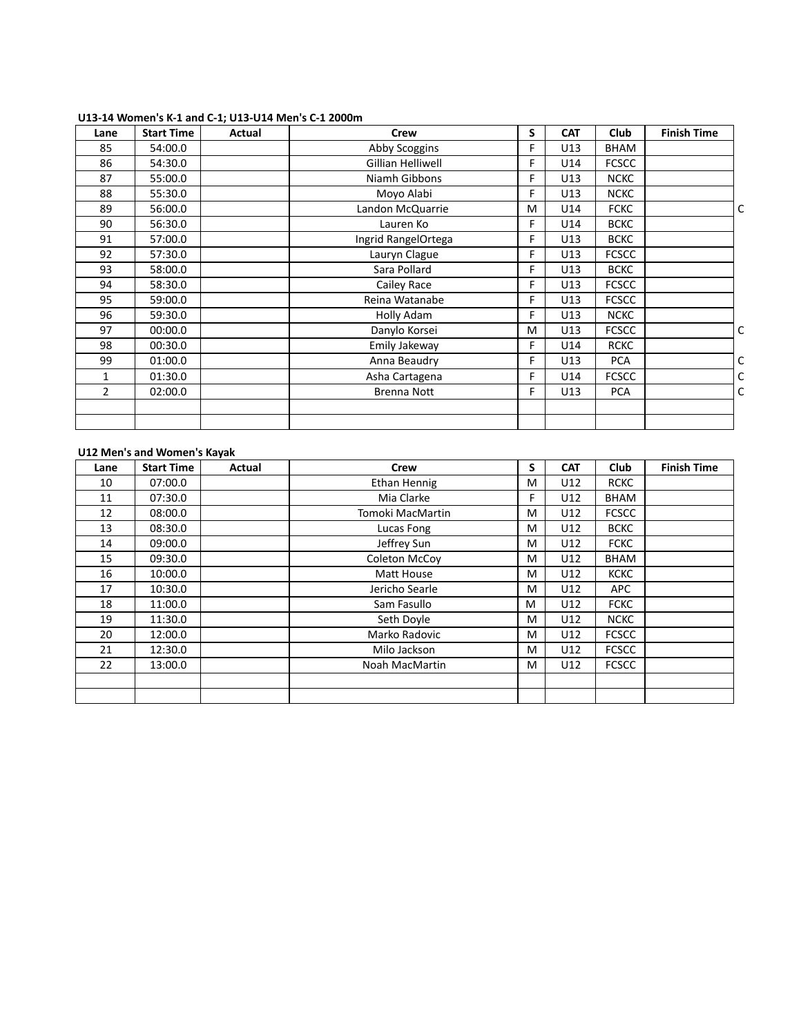**U13-14 Women's K-1 and C-1; U13-U14 Men's C-1 2000m**

| Lane | Start Time | Actual | Crew | S | CAT | Club | Finish Time | |
|---|---|---|---|---|---|---|---|---|
| 85 | 54:00.0 | | Abby Scoggins | F | U13 | BHAM | | |
| 86 | 54:30.0 | | Gillian Helliwell | F | U14 | FCSCC | | |
| 87 | 55:00.0 | | Niamh Gibbons | F | U13 | NCKC | | |
| 88 | 55:30.0 | | Moyo Alabi | F | U13 | NCKC | | |
| 89 | 56:00.0 | | Landon McQuarrie | M | U14 | FCKC | | C |
| 90 | 56:30.0 | | Lauren Ko | F | U14 | BCKC | | |
| 91 | 57:00.0 | | Ingrid RangelOrtega | F | U13 | BCKC | | |
| 92 | 57:30.0 | | Lauryn Clague | F | U13 | FCSCC | | |
| 93 | 58:00.0 | | Sara Pollard | F | U13 | BCKC | | |
| 94 | 58:30.0 | | Cailey Race | F | U13 | FCSCC | | |
| 95 | 59:00.0 | | Reina Watanabe | F | U13 | FCSCC | | |
| 96 | 59:30.0 | | Holly Adam | F | U13 | NCKC | | |
| 97 | 00:00.0 | | Danylo Korsei | M | U13 | FCSCC | | C |
| 98 | 00:30.0 | | Emily Jakeway | F | U14 | RCKC | | |
| 99 | 01:00.0 | | Anna Beaudry | F | U13 | PCA | | C |
| 1 | 01:30.0 | | Asha Cartagena | F | U14 | FCSCC | | C |
| 2 | 02:00.0 | | Brenna Nott | F | U13 | PCA | | C |
| | | | | | | | | |
| | | | | | | | | |

**U12 Men's and Women's Kayak**

| Lane | Start Time | Actual | Crew | S | CAT | Club | Finish Time |
|---|---|---|---|---|---|---|---|
| 10 | 07:00.0 | | Ethan Hennig | M | U12 | RCKC | |
| 11 | 07:30.0 | | Mia Clarke | F | U12 | BHAM | |
| 12 | 08:00.0 | | Tomoki MacMartin | M | U12 | FCSCC | |
| 13 | 08:30.0 | | Lucas Fong | M | U12 | BCKC | |
| 14 | 09:00.0 | | Jeffrey Sun | M | U12 | FCKC | |
| 15 | 09:30.0 | | Coleton McCoy | M | U12 | BHAM | |
| 16 | 10:00.0 | | Matt House | M | U12 | KCKC | |
| 17 | 10:30.0 | | Jericho Searle | M | U12 | APC | |
| 18 | 11:00.0 | | Sam Fasullo | M | U12 | FCKC | |
| 19 | 11:30.0 | | Seth Doyle | M | U12 | NCKC | |
| 20 | 12:00.0 | | Marko Radovic | M | U12 | FCSCC | |
| 21 | 12:30.0 | | Milo Jackson | M | U12 | FCSCC | |
| 22 | 13:00.0 | | Noah MacMartin | M | U12 | FCSCC | |
| | | | | | | | |
| | | | | | | | |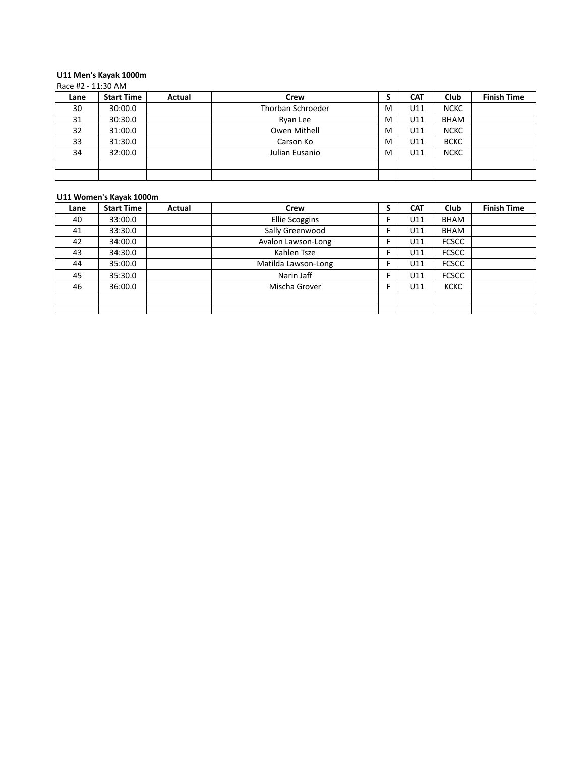**U11 Men's Kayak 1000m**

Race #2 - 11:30 AM

| Lane | Start Time | Actual | Crew | S | CAT | Club | Finish Time |
|---|---|---|---|---|---|---|---|
| 30 | 30:00.0 | | Thorban Schroeder | M | U11 | NCKC | |
| 31 | 30:30.0 | | Ryan Lee | M | U11 | BHAM | |
| 32 | 31:00.0 | | Owen Mithell | M | U11 | NCKC | |
| 33 | 31:30.0 | | Carson Ko | M | U11 | BCKC | |
| 34 | 32:00.0 | | Julian Eusanio | M | U11 | NCKC | |
| | | | | | | | |
| | | | | | | | |

**U11 Women's Kayak 1000m**

| Lane | Start Time | Actual | Crew | S | CAT | Club | Finish Time |
|---|---|---|---|---|---|---|---|
| 40 | 33:00.0 | | Ellie Scoggins | F | U11 | BHAM | |
| 41 | 33:30.0 | | Sally Greenwood | F | U11 | BHAM | |
| 42 | 34:00.0 | | Avalon Lawson-Long | F | U11 | FCSCC | |
| 43 | 34:30.0 | | Kahlen Tsze | F | U11 | FCSCC | |
| 44 | 35:00.0 | | Matilda Lawson-Long | F | U11 | FCSCC | |
| 45 | 35:30.0 | | Narin Jaff | F | U11 | FCSCC | |
| 46 | 36:00.0 | | Mischa Grover | F | U11 | KCKC | |
| | | | | | | | |
| | | | | | | | |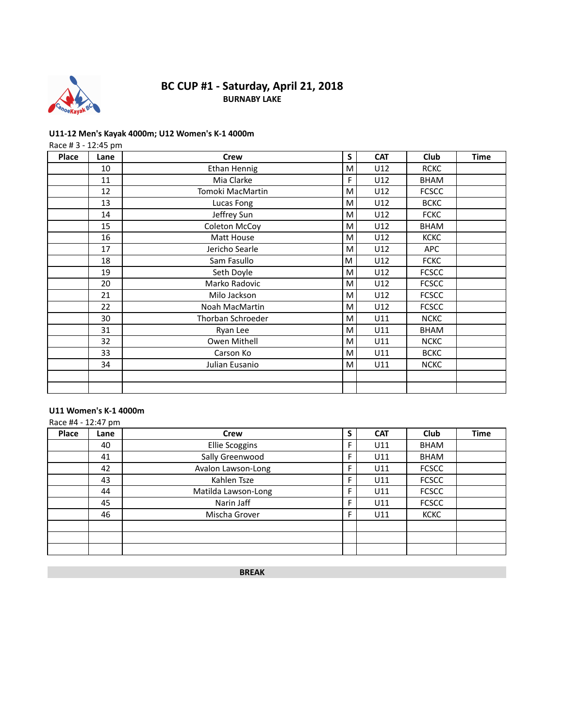# BC CUP #1 - Saturday, April 21, 2018

**BURNABY LAKE**

**U11-12 Men's Kayak 4000m; U12 Women's K-1 4000m**

Race # 3 - 12:45 pm

| Place | Lane | Crew | S | CAT | Club | Time |
|---|---|---|---|---|---|---|
| | 10 | Ethan Hennig | M | U12 | RCKC | |
| | 11 | Mia Clarke | F | U12 | BHAM | |
| | 12 | Tomoki MacMartin | M | U12 | FCSCC | |
| | 13 | Lucas Fong | M | U12 | BCKC | |
| | 14 | Jeffrey Sun | M | U12 | FCKC | |
| | 15 | Coleton McCoy | M | U12 | BHAM | |
| | 16 | Matt House | M | U12 | KCKC | |
| | 17 | Jericho Searle | M | U12 | APC | |
| | 18 | Sam Fasullo | M | U12 | FCKC | |
| | 19 | Seth Doyle | M | U12 | FCSCC | |
| | 20 | Marko Radovic | M | U12 | FCSCC | |
| | 21 | Milo Jackson | M | U12 | FCSCC | |
| | 22 | Noah MacMartin | M | U12 | FCSCC | |
| | 30 | Thorban Schroeder | M | U11 | NCKC | |
| | 31 | Ryan Lee | M | U11 | BHAM | |
| | 32 | Owen Mithell | M | U11 | NCKC | |
| | 33 | Carson Ko | M | U11 | BCKC | |
| | 34 | Julian Eusanio | M | U11 | NCKC | |
| | | | | | | |
| | | | | | | |

**U11 Women's K-1 4000m**

Race #4 - 12:47 pm

| Place | Lane | Crew | S | CAT | Club | Time |
|---|---|---|---|---|---|---|
| | 40 | Ellie Scoggins | F | U11 | BHAM | |
| | 41 | Sally Greenwood | F | U11 | BHAM | |
| | 42 | Avalon Lawson-Long | F | U11 | FCSCC | |
| | 43 | Kahlen Tsze | F | U11 | FCSCC | |
| | 44 | Matilda Lawson-Long | F | U11 | FCSCC | |
| | 45 | Narin Jaff | F | U11 | FCSCC | |
| | 46 | Mischa Grover | F | U11 | KCKC | |
| | | | | | | |
| | | | | | | |
| | | | | | | |

**BREAK**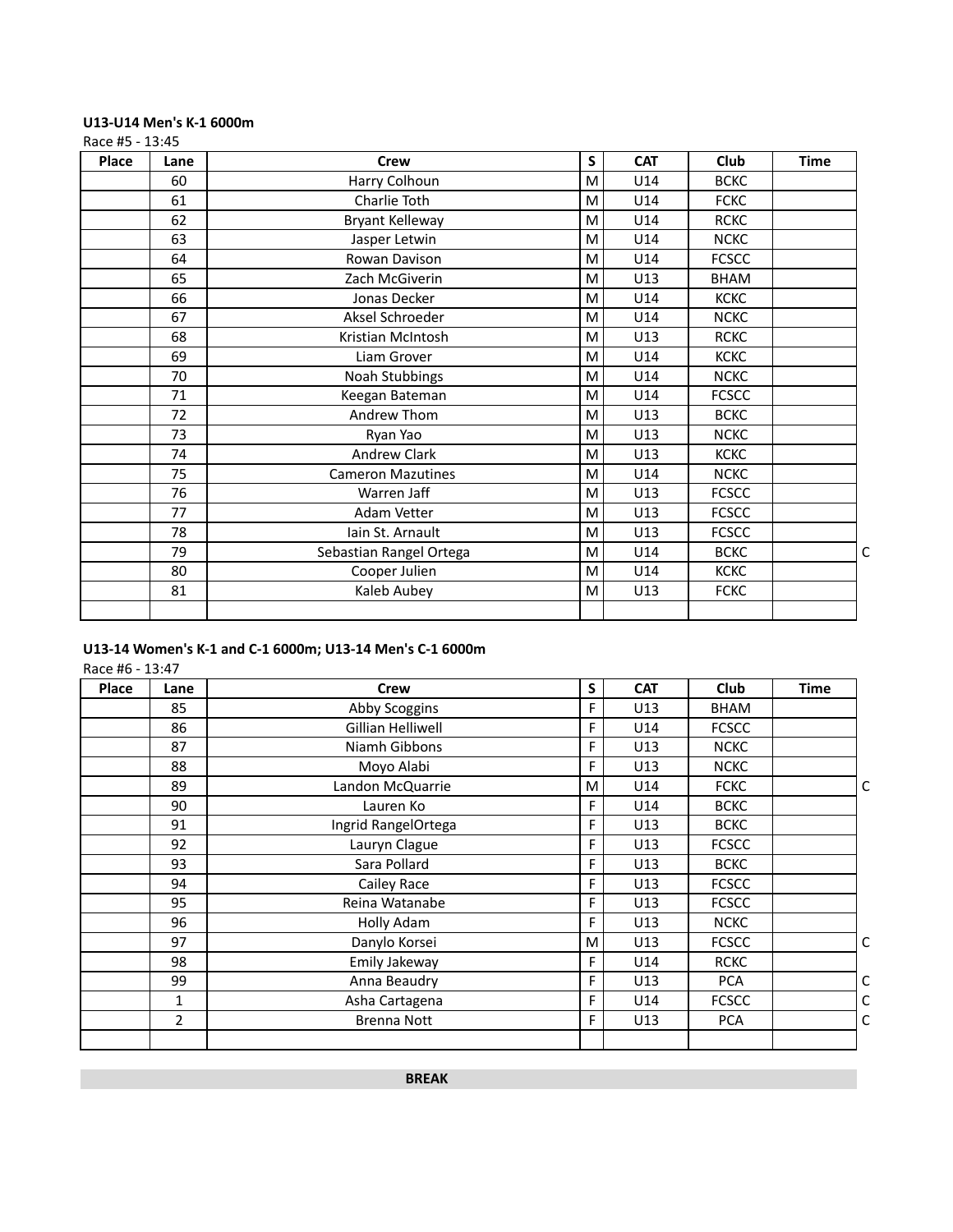**U13-U14 Men's K-1 6000m**

Race #5 - 13:45

| Place | Lane | Crew | S | CAT | Club | Time | |
|---|---|---|---|---|---|---|---|
| | 60 | Harry Colhoun | M | U14 | BCKC | | |
| | 61 | Charlie Toth | M | U14 | FCKC | | |
| | 62 | Bryant Kelleway | M | U14 | RCKC | | |
| | 63 | Jasper Letwin | M | U14 | NCKC | | |
| | 64 | Rowan Davison | M | U14 | FCSCC | | |
| | 65 | Zach McGiverin | M | U13 | BHAM | | |
| | 66 | Jonas Decker | M | U14 | KCKC | | |
| | 67 | Aksel Schroeder | M | U14 | NCKC | | |
| | 68 | Kristian McIntosh | M | U13 | RCKC | | |
| | 69 | Liam Grover | M | U14 | KCKC | | |
| | 70 | Noah Stubbings | M | U14 | NCKC | | |
| | 71 | Keegan Bateman | M | U14 | FCSCC | | |
| | 72 | Andrew Thom | M | U13 | BCKC | | |
| | 73 | Ryan Yao | M | U13 | NCKC | | |
| | 74 | Andrew Clark | M | U13 | KCKC | | |
| | 75 | Cameron Mazutines | M | U14 | NCKC | | |
| | 76 | Warren Jaff | M | U13 | FCSCC | | |
| | 77 | Adam Vetter | M | U13 | FCSCC | | |
| | 78 | Iain St. Arnault | M | U13 | FCSCC | | |
| | 79 | Sebastian Rangel Ortega | M | U14 | BCKC | | C |
| | 80 | Cooper Julien | M | U14 | KCKC | | |
| | 81 | Kaleb Aubey | M | U13 | FCKC | | |
| | | | | | | | |

**U13-14 Women's K-1 and C-1 6000m; U13-14 Men's C-1 6000m**

Race #6 - 13:47

| Place | Lane | Crew | S | CAT | Club | Time | |
|---|---|---|---|---|---|---|---|
| | 85 | Abby Scoggins | F | U13 | BHAM | | |
| | 86 | Gillian Helliwell | F | U14 | FCSCC | | |
| | 87 | Niamh Gibbons | F | U13 | NCKC | | |
| | 88 | Moyo Alabi | F | U13 | NCKC | | |
| | 89 | Landon McQuarrie | M | U14 | FCKC | | C |
| | 90 | Lauren Ko | F | U14 | BCKC | | |
| | 91 | Ingrid RangelOrtega | F | U13 | BCKC | | |
| | 92 | Lauryn Clague | F | U13 | FCSCC | | |
| | 93 | Sara Pollard | F | U13 | BCKC | | |
| | 94 | Cailey Race | F | U13 | FCSCC | | |
| | 95 | Reina Watanabe | F | U13 | FCSCC | | |
| | 96 | Holly Adam | F | U13 | NCKC | | |
| | 97 | Danylo Korsei | M | U13 | FCSCC | | C |
| | 98 | Emily Jakeway | F | U14 | RCKC | | |
| | 99 | Anna Beaudry | F | U13 | PCA | | C |
| | 1 | Asha Cartagena | F | U14 | FCSCC | | C |
| | 2 | Brenna Nott | F | U13 | PCA | | C |
| | | | | | | | |

**BREAK**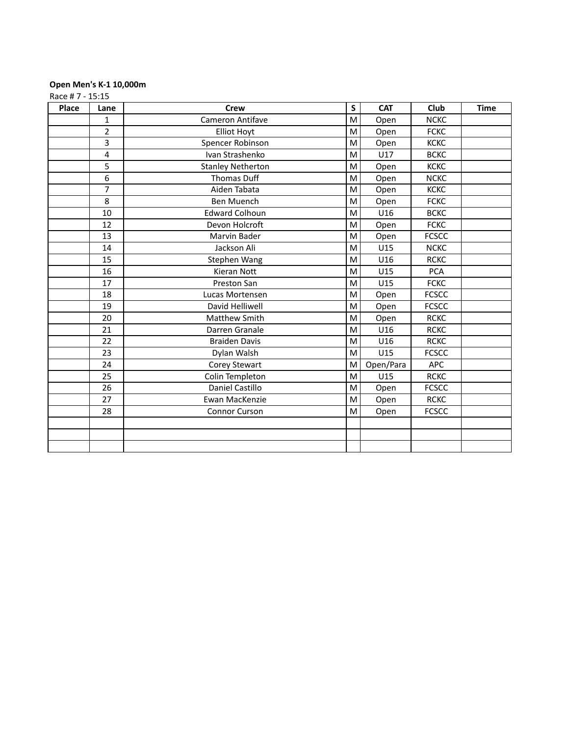**Open Men's K-1 10,000m**

Race # 7 - 15:15

| Place | Lane | Crew | S | CAT | Club | Time |
|---|---|---|---|---|---|---|
| | 1 | Cameron Antifave | M | Open | NCKC | |
| | 2 | Elliot Hoyt | M | Open | FCKC | |
| | 3 | Spencer Robinson | M | Open | KCKC | |
| | 4 | Ivan Strashenko | M | U17 | BCKC | |
| | 5 | Stanley Netherton | M | Open | KCKC | |
| | 6 | Thomas Duff | M | Open | NCKC | |
| | 7 | Aiden Tabata | M | Open | KCKC | |
| | 8 | Ben Muench | M | Open | FCKC | |
| | 10 | Edward Colhoun | M | U16 | BCKC | |
| | 12 | Devon Holcroft | M | Open | FCKC | |
| | 13 | Marvin Bader | M | Open | FCSCC | |
| | 14 | Jackson Ali | M | U15 | NCKC | |
| | 15 | Stephen Wang | M | U16 | RCKC | |
| | 16 | Kieran Nott | M | U15 | PCA | |
| | 17 | Preston San | M | U15 | FCKC | |
| | 18 | Lucas Mortensen | M | Open | FCSCC | |
| | 19 | David Helliwell | M | Open | FCSCC | |
| | 20 | Matthew Smith | M | Open | RCKC | |
| | 21 | Darren Granale | M | U16 | RCKC | |
| | 22 | Braiden Davis | M | U16 | RCKC | |
| | 23 | Dylan Walsh | M | U15 | FCSCC | |
| | 24 | Corey Stewart | M | Open/Para | APC | |
| | 25 | Colin Templeton | M | U15 | RCKC | |
| | 26 | Daniel Castillo | M | Open | FCSCC | |
| | 27 | Ewan MacKenzie | M | Open | RCKC | |
| | 28 | Connor Curson | M | Open | FCSCC | |
| | | | | | | |
| | | | | | | |
| | | | | | | |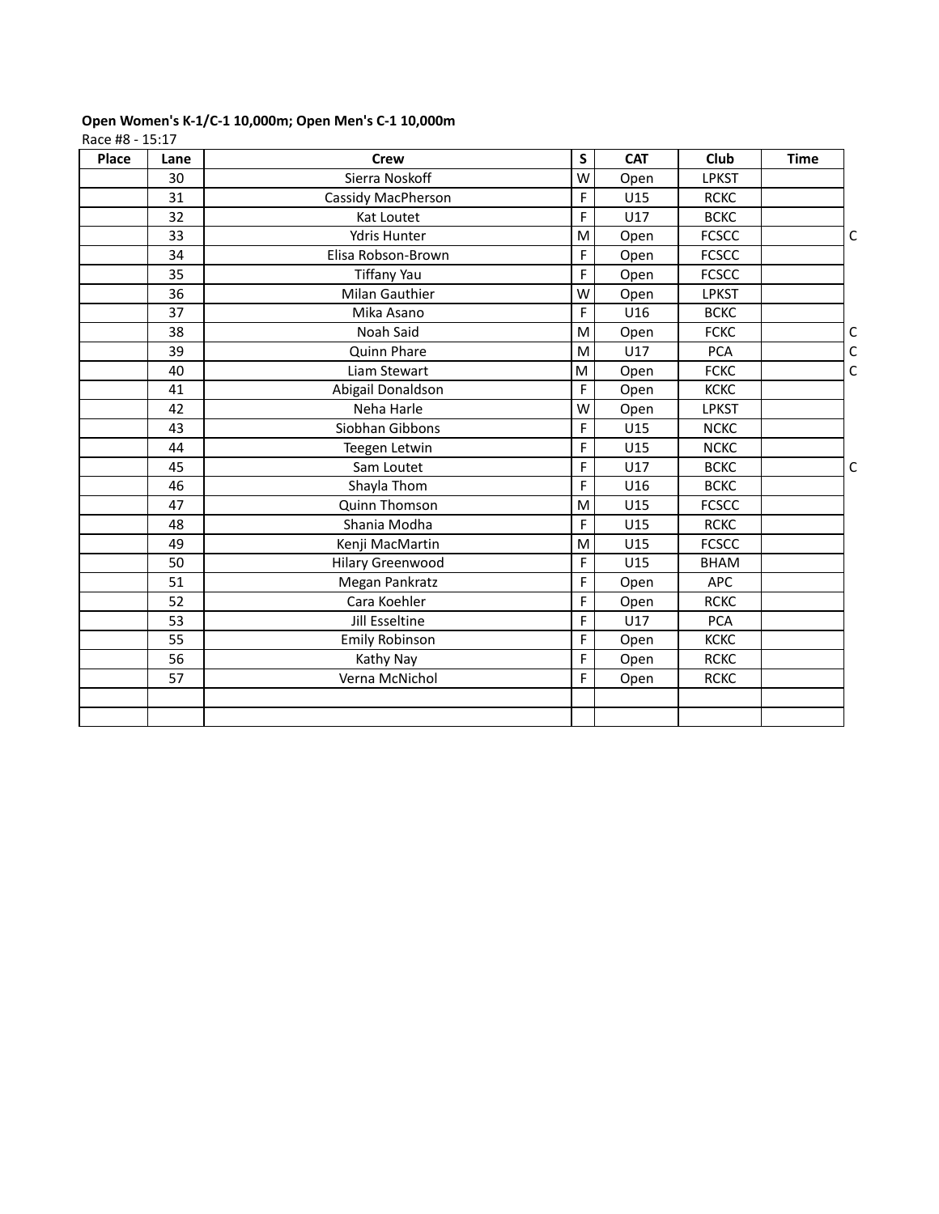**Open Women's K-1/C-1 10,000m; Open Men's C-1 10,000m**

Race #8 - 15:17

| Place | Lane | Crew | S | CAT | Club | Time | |
|---|---|---|---|---|---|---|---|
| | 30 | Sierra Noskoff | W | Open | LPKST | | |
| | 31 | Cassidy MacPherson | F | U15 | RCKC | | |
| | 32 | Kat Loutet | F | U17 | BCKC | | |
| | 33 | Ydris Hunter | M | Open | FCSCC | | C |
| | 34 | Elisa Robson-Brown | F | Open | FCSCC | | |
| | 35 | Tiffany Yau | F | Open | FCSCC | | |
| | 36 | Milan Gauthier | W | Open | LPKST | | |
| | 37 | Mika Asano | F | U16 | BCKC | | |
| | 38 | Noah Said | M | Open | FCKC | | C |
| | 39 | Quinn Phare | M | U17 | PCA | | C |
| | 40 | Liam Stewart | M | Open | FCKC | | C |
| | 41 | Abigail Donaldson | F | Open | KCKC | | |
| | 42 | Neha Harle | W | Open | LPKST | | |
| | 43 | Siobhan Gibbons | F | U15 | NCKC | | |
| | 44 | Teegen Letwin | F | U15 | NCKC | | |
| | 45 | Sam Loutet | F | U17 | BCKC | | C |
| | 46 | Shayla Thom | F | U16 | BCKC | | |
| | 47 | Quinn Thomson | M | U15 | FCSCC | | |
| | 48 | Shania Modha | F | U15 | RCKC | | |
| | 49 | Kenji MacMartin | M | U15 | FCSCC | | |
| | 50 | Hilary Greenwood | F | U15 | BHAM | | |
| | 51 | Megan Pankratz | F | Open | APC | | |
| | 52 | Cara Koehler | F | Open | RCKC | | |
| | 53 | Jill Esseltine | F | U17 | PCA | | |
| | 55 | Emily Robinson | F | Open | KCKC | | |
| | 56 | Kathy Nay | F | Open | RCKC | | |
| | 57 | Verna McNichol | F | Open | RCKC | | |
| | | | | | | | |
| | | | | | | | |